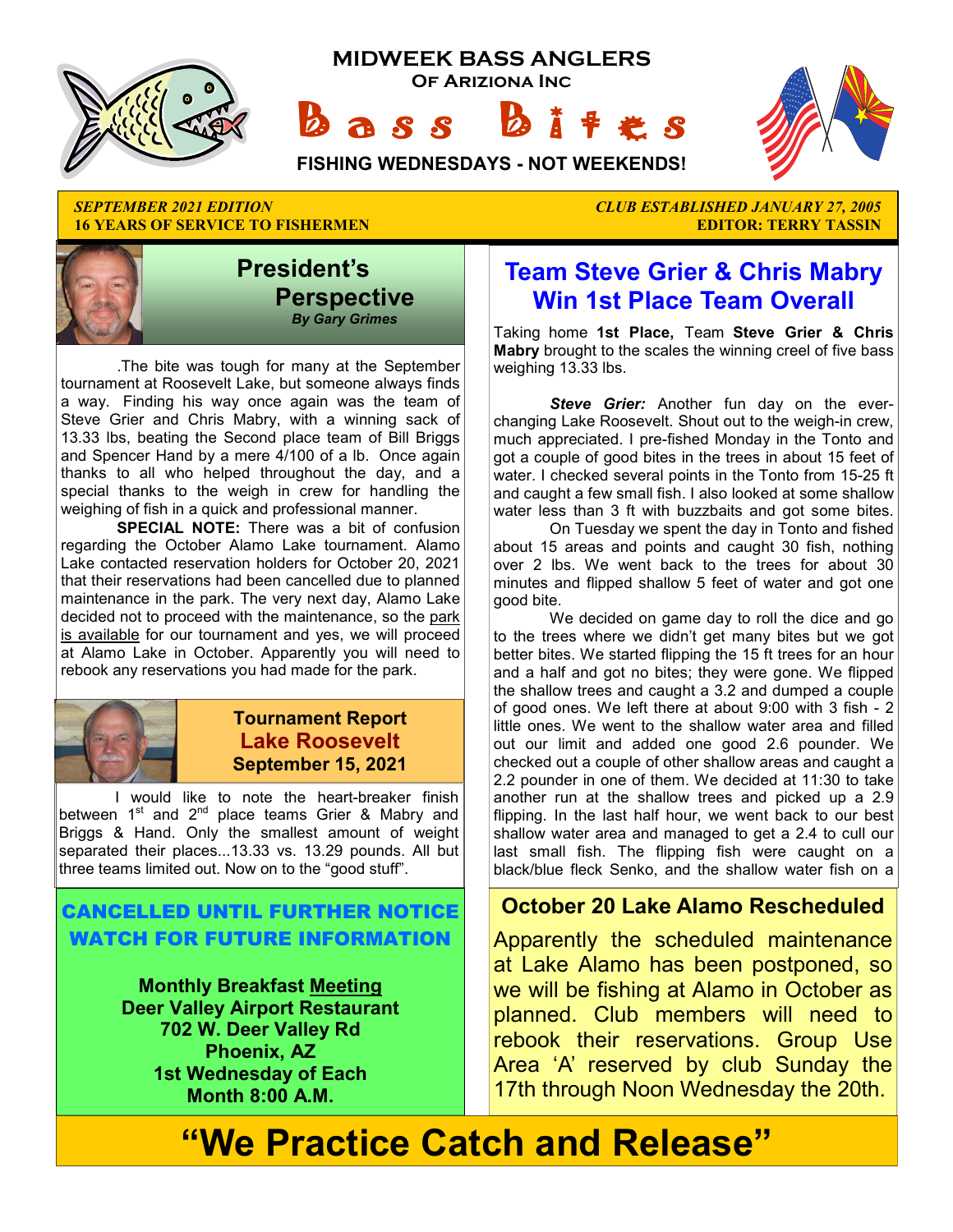# MIDWEEK BASS ANGLERS

**OF ARIZIONA INC**

# Bass Bites

**FISHING WEDNESDAYS - NOT WEEKENDS!**

*SEPTEMBER 2021 EDITION* | *CLUB ESTABLISHED JANUARY 27, 2005*

**16 YEARS OF SERVICE TO FISHERMEN** | **EDITOR: TERRY TASSIN**

## President's Perspective

***By Gary Grimes***

.The bite was tough for many at the September tournament at Roosevelt Lake, but someone always finds a way. Finding his way once again was the team of Steve Grier and Chris Mabry, with a winning sack of 13.33 lbs, beating the Second place team of Bill Briggs and Spencer Hand by a mere 4/100 of a lb. Once again thanks to all who helped throughout the day, and a special thanks to the weigh in crew for handling the weighing of fish in a quick and professional manner.

**SPECIAL NOTE:** There was a bit of confusion regarding the October Alamo Lake tournament. Alamo Lake contacted reservation holders for October 20, 2021 that their reservations had been cancelled due to planned maintenance in the park. The very next day, Alamo Lake decided not to proceed with the maintenance, so the park is available for our tournament and yes, we will proceed at Alamo Lake in October. Apparently you will need to rebook any reservations you had made for the park.

## Tournament Report Lake Roosevelt September 15, 2021

I would like to note the heart-breaker finish between 1st and 2nd place teams Grier & Mabry and Briggs & Hand. Only the smallest amount of weight separated their places...13.33 vs. 13.29 pounds. All but three teams limited out. Now on to the "good stuff".

**CANCELLED UNTIL FURTHER NOTICE**
**WATCH FOR FUTURE INFORMATION**

**Monthly Breakfast Meeting**
**Deer Valley Airport Restaurant**
**702 W. Deer Valley Rd**
**Phoenix, AZ**
**1st Wednesday of Each Month 8:00 A.M.**

## Team Steve Grier & Chris Mabry Win 1st Place Team Overall

Taking home **1st Place,** Team **Steve Grier & Chris Mabry** brought to the scales the winning creel of five bass weighing 13.33 lbs.

***Steve Grier:*** Another fun day on the ever-changing Lake Roosevelt. Shout out to the weigh-in crew, much appreciated. I pre-fished Monday in the Tonto and got a couple of good bites in the trees in about 15 feet of water. I checked several points in the Tonto from 15-25 ft and caught a few small fish. I also looked at some shallow water less than 3 ft with buzzbaits and got some bites.

On Tuesday we spent the day in Tonto and fished about 15 areas and points and caught 30 fish, nothing over 2 lbs. We went back to the trees for about 30 minutes and flipped shallow 5 feet of water and got one good bite.

We decided on game day to roll the dice and go to the trees where we didn't get many bites but we got better bites. We started flipping the 15 ft trees for an hour and a half and got no bites; they were gone. We flipped the shallow trees and caught a 3.2 and dumped a couple of good ones. We left there at about 9:00 with 3 fish - 2 little ones. We went to the shallow water area and filled out our limit and added one good 2.6 pounder. We checked out a couple of other shallow areas and caught a 2.2 pounder in one of them. We decided at 11:30 to take another run at the shallow trees and picked up a 2.9 flipping. In the last half hour, we went back to our best shallow water area and managed to get a 2.4 to cull our last small fish. The flipping fish were caught on a black/blue fleck Senko, and the shallow water fish on a

## October 20 Lake Alamo Rescheduled

Apparently the scheduled maintenance at Lake Alamo has been postponed, so we will be fishing at Alamo in October as planned. Club members will need to rebook their reservations. Group Use Area 'A' reserved by club Sunday the 17th through Noon Wednesday the 20th.

# "We Practice Catch and Release"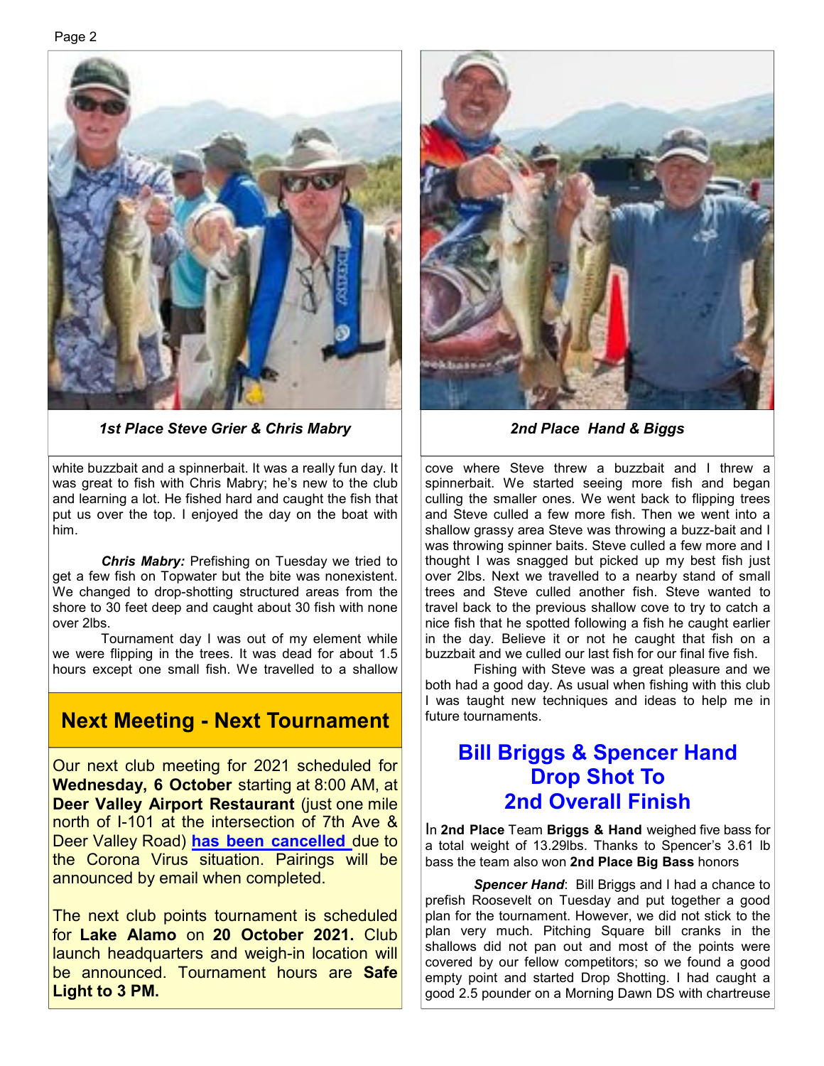*1st Place Steve Grier & Chris Mabry*

*2nd Place Hand & Biggs*

white buzzbait and a spinnerbait. It was a really fun day. It was great to fish with Chris Mabry; he's new to the club and learning a lot. He fished hard and caught the fish that put us over the top. I enjoyed the day on the boat with him.

***Chris Mabry:*** Prefishing on Tuesday we tried to get a few fish on Topwater but the bite was nonexistent. We changed to drop-shotting structured areas from the shore to 30 feet deep and caught about 30 fish with none over 2lbs.

Tournament day I was out of my element while we were flipping in the trees. It was dead for about 1.5 hours except one small fish. We travelled to a shallow cove where Steve threw a buzzbait and I threw a spinnerbait. We started seeing more fish and began culling the smaller ones. We went back to flipping trees and Steve culled a few more fish. Then we went into a shallow grassy area Steve was throwing a buzz-bait and I was throwing spinner baits. Steve culled a few more and I thought I was snagged but picked up my best fish just over 2lbs. Next we travelled to a nearby stand of small trees and Steve culled another fish. Steve wanted to travel back to the previous shallow cove to try to catch a nice fish that he spotted following a fish he caught earlier in the day. Believe it or not he caught that fish on a buzzbait and we culled our last fish for our final five fish.

Fishing with Steve was a great pleasure and we both had a good day. As usual when fishing with this club I was taught new techniques and ideas to help me in future tournaments.

## Next Meeting - Next Tournament

Our next club meeting for 2021 scheduled for **Wednesday, 6 October** starting at 8:00 AM, at **Deer Valley Airport Restaurant** (just one mile north of I-101 at the intersection of 7th Ave & Deer Valley Road) **has been cancelled** due to the Corona Virus situation. Pairings will be announced by email when completed.

The next club points tournament is scheduled for **Lake Alamo** on **20 October 2021.** Club launch headquarters and weigh-in location will be announced. Tournament hours are **Safe Light to 3 PM.**

## Bill Briggs & Spencer Hand Drop Shot To 2nd Overall Finish

In **2nd Place** Team **Briggs & Hand** weighed five bass for a total weight of 13.29lbs. Thanks to Spencer's 3.61 lb bass the team also won **2nd Place Big Bass** honors

***Spencer Hand***: Bill Briggs and I had a chance to prefish Roosevelt on Tuesday and put together a good plan for the tournament. However, we did not stick to the plan very much. Pitching Square bill cranks in the shallows did not pan out and most of the points were covered by our fellow competitors; so we found a good empty point and started Drop Shotting. I had caught a good 2.5 pounder on a Morning Dawn DS with chartreuse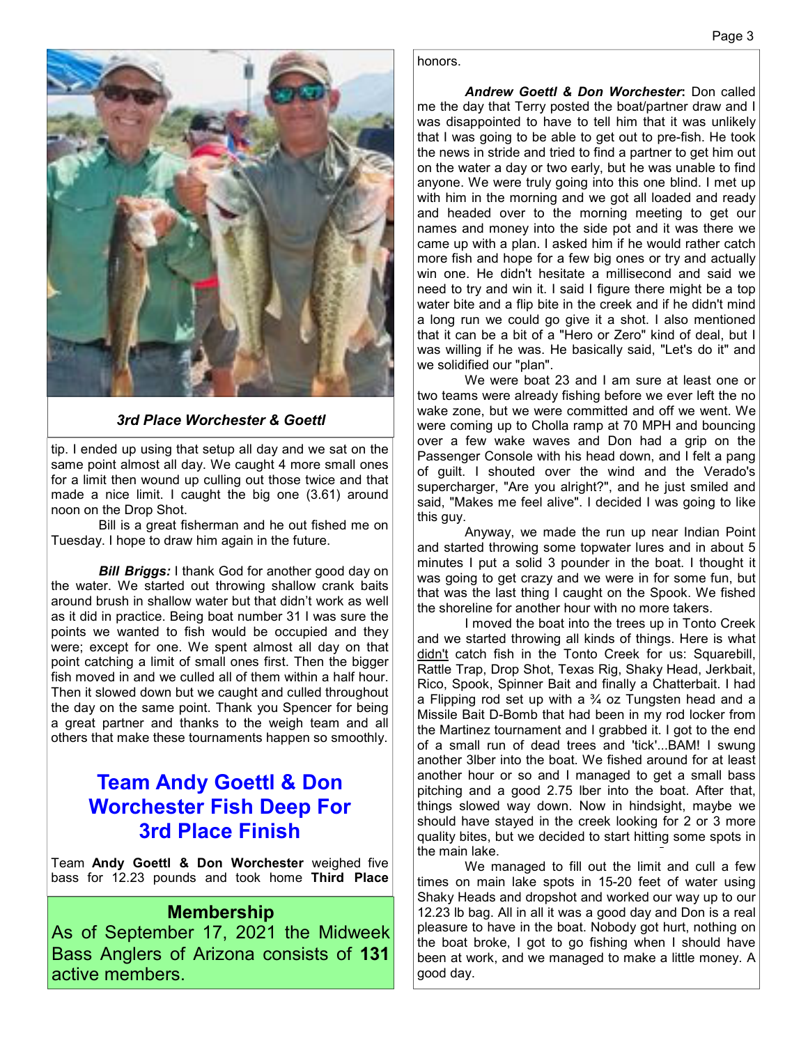*3rd Place Worchester & Goettl*

tip. I ended up using that setup all day and we sat on the same point almost all day. We caught 4 more small ones for a limit then wound up culling out those twice and that made a nice limit. I caught the big one (3.61) around noon on the Drop Shot.

Bill is a great fisherman and he out fished me on Tuesday. I hope to draw him again in the future.

***Bill Briggs:*** I thank God for another good day on the water. We started out throwing shallow crank baits around brush in shallow water but that didn't work as well as it did in practice. Being boat number 31 I was sure the points we wanted to fish would be occupied and they were; except for one. We spent almost all day on that point catching a limit of small ones first. Then the bigger fish moved in and we culled all of them within a half hour. Then it slowed down but we caught and culled throughout the day on the same point. Thank you Spencer for being a great partner and thanks to the weigh team and all others that make these tournaments happen so smoothly.

## Team Andy Goettl & Don Worchester Fish Deep For 3rd Place Finish

Team **Andy Goettl & Don Worchester** weighed five bass for 12.23 pounds and took home **Third Place** honors.

***Andrew Goettl & Don Worchester*:** Don called me the day that Terry posted the boat/partner draw and I was disappointed to have to tell him that it was unlikely that I was going to be able to get out to pre-fish. He took the news in stride and tried to find a partner to get him out on the water a day or two early, but he was unable to find anyone. We were truly going into this one blind. I met up with him in the morning and we got all loaded and ready and headed over to the morning meeting to get our names and money into the side pot and it was there we came up with a plan. I asked him if he would rather catch more fish and hope for a few big ones or try and actually win one. He didn't hesitate a millisecond and said we need to try and win it. I said I figure there might be a top water bite and a flip bite in the creek and if he didn't mind a long run we could go give it a shot. I also mentioned that it can be a bit of a "Hero or Zero" kind of deal, but I was willing if he was. He basically said, "Let's do it" and we solidified our "plan".

We were boat 23 and I am sure at least one or two teams were already fishing before we ever left the no wake zone, but we were committed and off we went. We were coming up to Cholla ramp at 70 MPH and bouncing over a few wake waves and Don had a grip on the Passenger Console with his head down, and I felt a pang of guilt. I shouted over the wind and the Verado's supercharger, "Are you alright?", and he just smiled and said, "Makes me feel alive". I decided I was going to like this guy.

Anyway, we made the run up near Indian Point and started throwing some topwater lures and in about 5 minutes I put a solid 3 pounder in the boat. I thought it was going to get crazy and we were in for some fun, but that was the last thing I caught on the Spook. We fished the shoreline for another hour with no more takers.

I moved the boat into the trees up in Tonto Creek and we started throwing all kinds of things. Here is what didn't catch fish in the Tonto Creek for us: Squarebill, Rattle Trap, Drop Shot, Texas Rig, Shaky Head, Jerkbait, Rico, Spook, Spinner Bait and finally a Chatterbait. I had a Flipping rod set up with a ¾ oz Tungsten head and a Missile Bait D-Bomb that had been in my rod locker from the Martinez tournament and I grabbed it. I got to the end of a small run of dead trees and 'tick'...BAM! I swung another 3lber into the boat. We fished around for at least another hour or so and I managed to get a small bass pitching and a good 2.75 lber into the boat. After that, things slowed way down. Now in hindsight, maybe we should have stayed in the creek looking for 2 or 3 more quality bites, but we decided to start hitting some spots in the main lake.

We managed to fill out the limit and cull a few times on main lake spots in 15-20 feet of water using Shaky Heads and dropshot and worked our way up to our 12.23 lb bag. All in all it was a good day and Don is a real pleasure to have in the boat. Nobody got hurt, nothing on the boat broke, I got to go fishing when I should have been at work, and we managed to make a little money. A good day.

## Membership

As of September 17, 2021 the Midweek Bass Anglers of Arizona consists of **131** active members.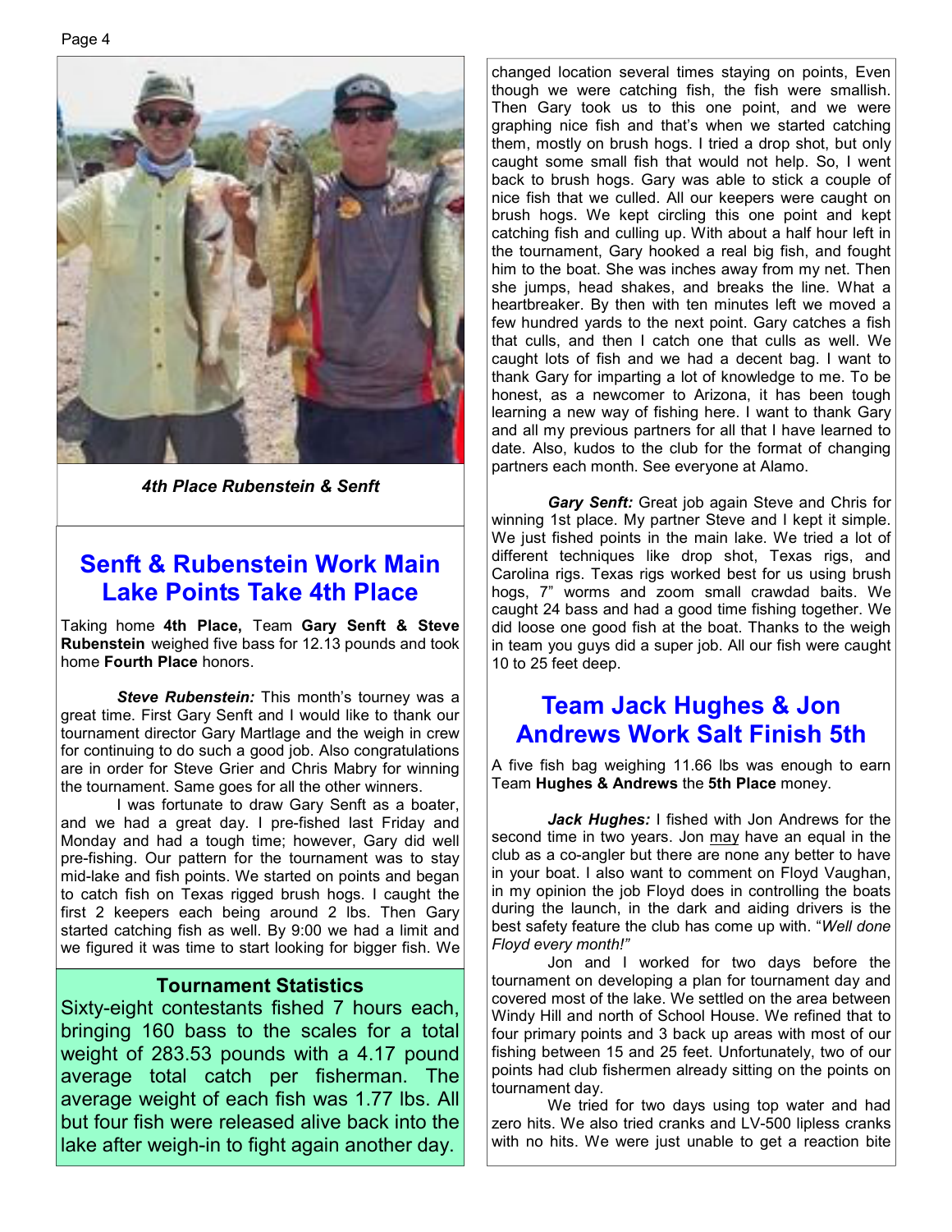*4th Place Rubenstein & Senft*

## Senft & Rubenstein Work Main Lake Points Take 4th Place

Taking home **4th Place,** Team **Gary Senft & Steve Rubenstein** weighed five bass for 12.13 pounds and took home **Fourth Place** honors.

***Steve Rubenstein:*** This month's tourney was a great time. First Gary Senft and I would like to thank our tournament director Gary Martlage and the weigh in crew for continuing to do such a good job. Also congratulations are in order for Steve Grier and Chris Mabry for winning the tournament. Same goes for all the other winners.

I was fortunate to draw Gary Senft as a boater, and we had a great day. I pre-fished last Friday and Monday and had a tough time; however, Gary did well pre-fishing. Our pattern for the tournament was to stay mid-lake and fish points. We started on points and began to catch fish on Texas rigged brush hogs. I caught the first 2 keepers each being around 2 lbs. Then Gary started catching fish as well. By 9:00 we had a limit and we figured it was time to start looking for bigger fish. We changed location several times staying on points, Even though we were catching fish, the fish were smallish. Then Gary took us to this one point, and we were graphing nice fish and that's when we started catching them, mostly on brush hogs. I tried a drop shot, but only caught some small fish that would not help. So, I went back to brush hogs. Gary was able to stick a couple of nice fish that we culled. All our keepers were caught on brush hogs. We kept circling this one point and kept catching fish and culling up. With about a half hour left in the tournament, Gary hooked a real big fish, and fought him to the boat. She was inches away from my net. Then she jumps, head shakes, and breaks the line. What a heartbreaker. By then with ten minutes left we moved a few hundred yards to the next point. Gary catches a fish that culls, and then I catch one that culls as well. We caught lots of fish and we had a decent bag. I want to thank Gary for imparting a lot of knowledge to me. To be honest, as a newcomer to Arizona, it has been tough learning a new way of fishing here. I want to thank Gary and all my previous partners for all that I have learned to date. Also, kudos to the club for the format of changing partners each month. See everyone at Alamo.

***Gary Senft:*** Great job again Steve and Chris for winning 1st place. My partner Steve and I kept it simple. We just fished points in the main lake. We tried a lot of different techniques like drop shot, Texas rigs, and Carolina rigs. Texas rigs worked best for us using brush hogs, 7" worms and zoom small crawdad baits. We caught 24 bass and had a good time fishing together. We did loose one good fish at the boat. Thanks to the weigh in team you guys did a super job. All our fish were caught 10 to 25 feet deep.

### Tournament Statistics

Sixty-eight contestants fished 7 hours each, bringing 160 bass to the scales for a total weight of 283.53 pounds with a 4.17 pound average total catch per fisherman. The average weight of each fish was 1.77 lbs. All but four fish were released alive back into the lake after weigh-in to fight again another day.

## Team Jack Hughes & Jon Andrews Work Salt Finish 5th

A five fish bag weighing 11.66 lbs was enough to earn Team **Hughes & Andrews** the **5th Place** money.

***Jack Hughes:*** I fished with Jon Andrews for the second time in two years. Jon may have an equal in the club as a co-angler but there are none any better to have in your boat. I also want to comment on Floyd Vaughan, in my opinion the job Floyd does in controlling the boats during the launch, in the dark and aiding drivers is the best safety feature the club has come up with. "*Well done Floyd every month!"*

Jon and I worked for two days before the tournament on developing a plan for tournament day and covered most of the lake. We settled on the area between Windy Hill and north of School House. We refined that to four primary points and 3 back up areas with most of our fishing between 15 and 25 feet. Unfortunately, two of our points had club fishermen already sitting on the points on tournament day.

We tried for two days using top water and had zero hits. We also tried cranks and LV-500 lipless cranks with no hits. We were just unable to get a reaction bite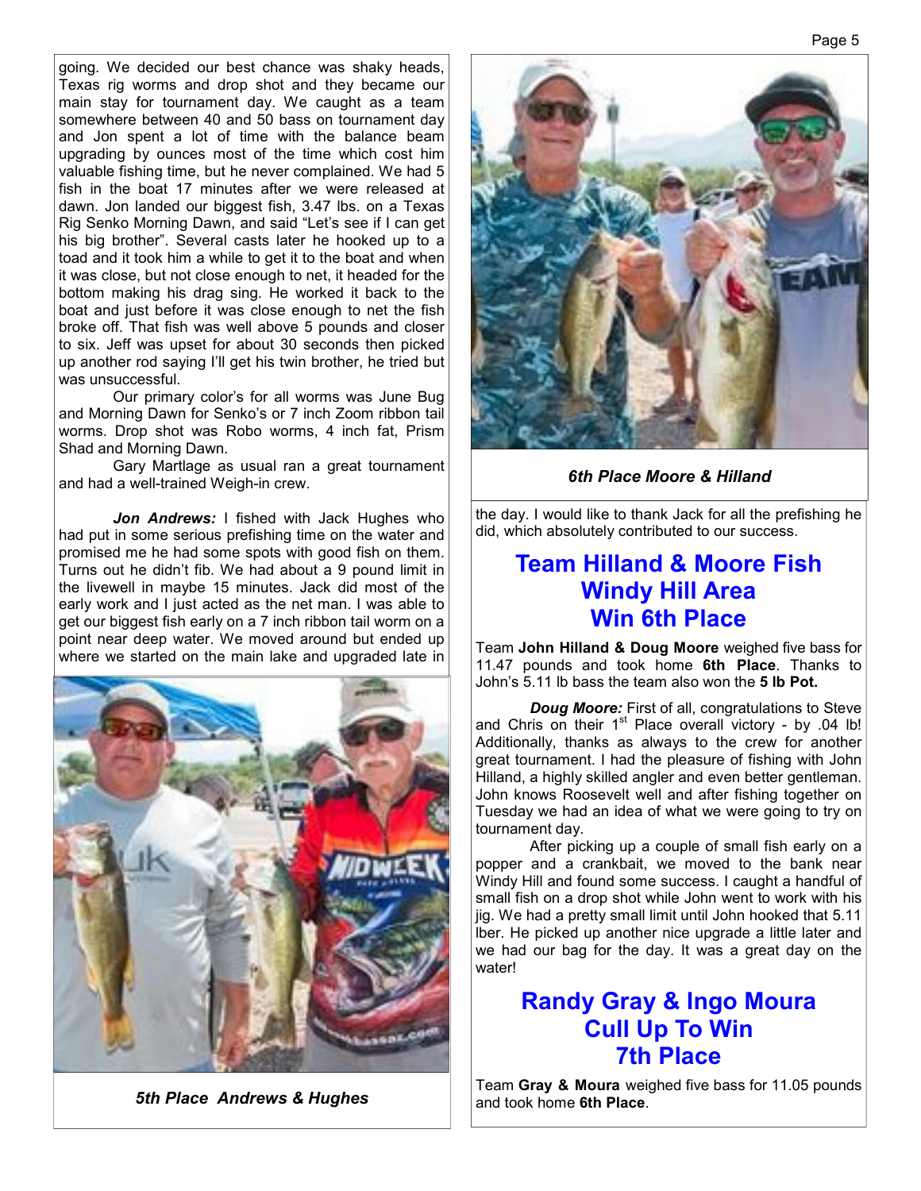going. We decided our best chance was shaky heads, Texas rig worms and drop shot and they became our main stay for tournament day. We caught as a team somewhere between 40 and 50 bass on tournament day and Jon spent a lot of time with the balance beam upgrading by ounces most of the time which cost him valuable fishing time, but he never complained. We had 5 fish in the boat 17 minutes after we were released at dawn. Jon landed our biggest fish, 3.47 lbs. on a Texas Rig Senko Morning Dawn, and said "Let's see if I can get his big brother". Several casts later he hooked up to a toad and it took him a while to get it to the boat and when it was close, but not close enough to net, it headed for the bottom making his drag sing. He worked it back to the boat and just before it was close enough to net the fish broke off. That fish was well above 5 pounds and closer to six. Jeff was upset for about 30 seconds then picked up another rod saying I'll get his twin brother, he tried but was unsuccessful.

Our primary color's for all worms was June Bug and Morning Dawn for Senko's or 7 inch Zoom ribbon tail worms. Drop shot was Robo worms, 4 inch fat, Prism Shad and Morning Dawn.

Gary Martlage as usual ran a great tournament and had a well-trained Weigh-in crew.

***Jon Andrews:*** I fished with Jack Hughes who had put in some serious prefishing time on the water and promised me he had some spots with good fish on them. Turns out he didn't fib. We had about a 9 pound limit in the livewell in maybe 15 minutes. Jack did most of the early work and I just acted as the net man. I was able to get our biggest fish early on a 7 inch ribbon tail worm on a point near deep water. We moved around but ended up where we started on the main lake and upgraded late in the day. I would like to thank Jack for all the prefishing he did, which absolutely contributed to our success.

*5th Place Andrews & Hughes*

*6th Place Moore & Hilland*

## Team Hilland & Moore Fish Windy Hill Area Win 6th Place

Team **John Hilland & Doug Moore** weighed five bass for 11.47 pounds and took home **6th Place**. Thanks to John's 5.11 lb bass the team also won the **5 lb Pot.**

***Doug Moore:*** First of all, congratulations to Steve and Chris on their 1st Place overall victory - by .04 lb! Additionally, thanks as always to the crew for another great tournament. I had the pleasure of fishing with John Hilland, a highly skilled angler and even better gentleman. John knows Roosevelt well and after fishing together on Tuesday we had an idea of what we were going to try on tournament day.

After picking up a couple of small fish early on a popper and a crankbait, we moved to the bank near Windy Hill and found some success. I caught a handful of small fish on a drop shot while John went to work with his jig. We had a pretty small limit until John hooked that 5.11 lber. He picked up another nice upgrade a little later and we had our bag for the day. It was a great day on the water!

## Randy Gray & Ingo Moura Cull Up To Win 7th Place

Team **Gray & Moura** weighed five bass for 11.05 pounds and took home **6th Place**.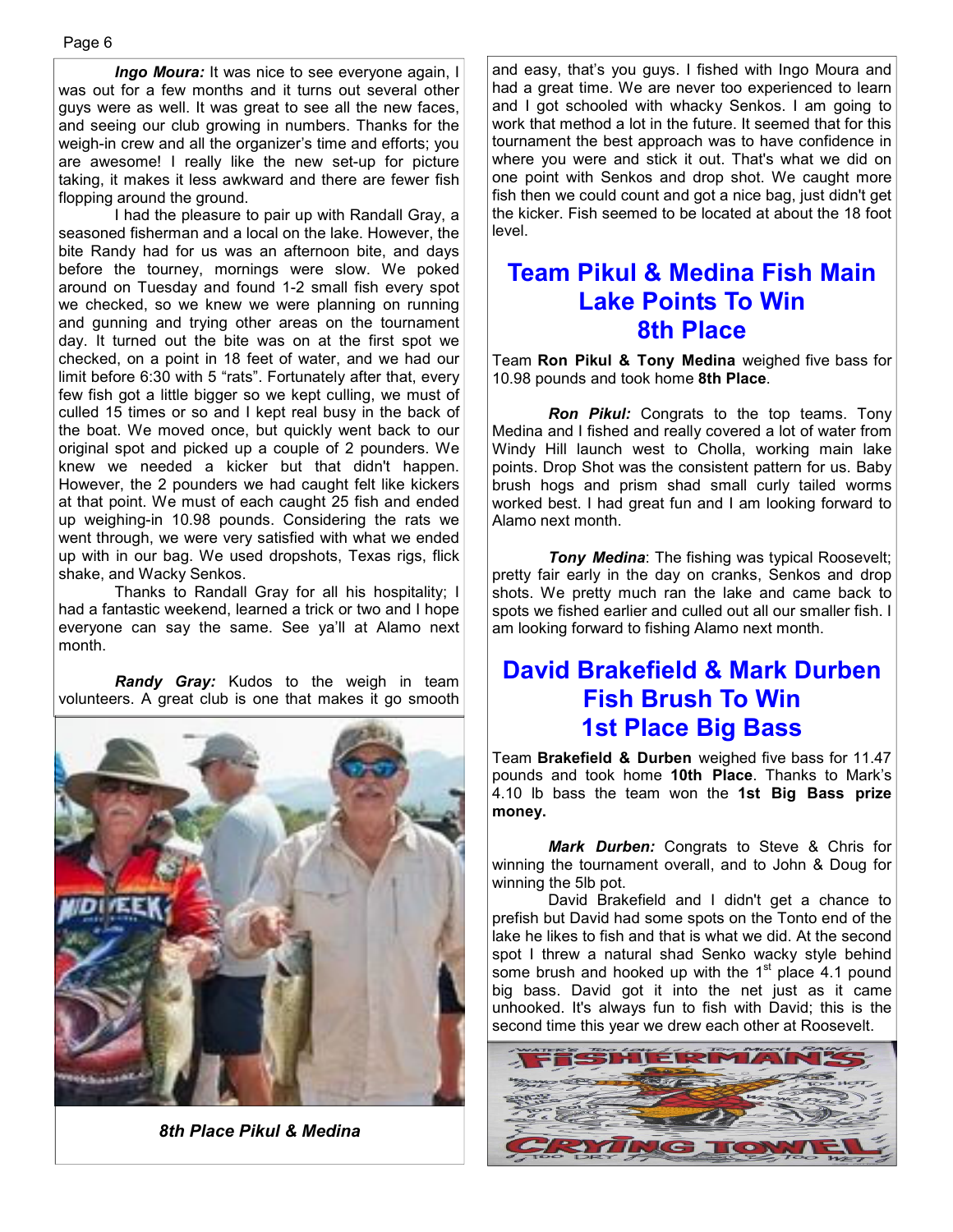***Ingo Moura:*** It was nice to see everyone again, I was out for a few months and it turns out several other guys were as well. It was great to see all the new faces, and seeing our club growing in numbers. Thanks for the weigh-in crew and all the organizer's time and efforts; you are awesome! I really like the new set-up for picture taking, it makes it less awkward and there are fewer fish flopping around the ground.

I had the pleasure to pair up with Randall Gray, a seasoned fisherman and a local on the lake. However, the bite Randy had for us was an afternoon bite, and days before the tourney, mornings were slow. We poked around on Tuesday and found 1-2 small fish every spot we checked, so we knew we were planning on running and gunning and trying other areas on the tournament day. It turned out the bite was on at the first spot we checked, on a point in 18 feet of water, and we had our limit before 6:30 with 5 "rats". Fortunately after that, every few fish got a little bigger so we kept culling, we must of culled 15 times or so and I kept real busy in the back of the boat. We moved once, but quickly went back to our original spot and picked up a couple of 2 pounders. We knew we needed a kicker but that didn't happen. However, the 2 pounders we had caught felt like kickers at that point. We must of each caught 25 fish and ended up weighing-in 10.98 pounds. Considering the rats we went through, we were very satisfied with what we ended up with in our bag. We used dropshots, Texas rigs, flick shake, and Wacky Senkos.

Thanks to Randall Gray for all his hospitality; I had a fantastic weekend, learned a trick or two and I hope everyone can say the same. See ya'll at Alamo next month.

***Randy Gray:*** Kudos to the weigh in team volunteers. A great club is one that makes it go smooth and easy, that's you guys. I fished with Ingo Moura and had a great time. We are never too experienced to learn and I got schooled with whacky Senkos. I am going to work that method a lot in the future. It seemed that for this tournament the best approach was to have confidence in where you were and stick it out. That's what we did on one point with Senkos and drop shot. We caught more fish then we could count and got a nice bag, just didn't get the kicker. Fish seemed to be located at about the 18 foot level.

*8th Place Pikul & Medina*

## Team Pikul & Medina Fish Main Lake Points To Win 8th Place

Team **Ron Pikul & Tony Medina** weighed five bass for 10.98 pounds and took home **8th Place**.

***Ron Pikul:*** Congrats to the top teams. Tony Medina and I fished and really covered a lot of water from Windy Hill launch west to Cholla, working main lake points. Drop Shot was the consistent pattern for us. Baby brush hogs and prism shad small curly tailed worms worked best. I had great fun and I am looking forward to Alamo next month.

***Tony Medina***: The fishing was typical Roosevelt; pretty fair early in the day on cranks, Senkos and drop shots. We pretty much ran the lake and came back to spots we fished earlier and culled out all our smaller fish. I am looking forward to fishing Alamo next month.

## David Brakefield & Mark Durben Fish Brush To Win 1st Place Big Bass

Team **Brakefield & Durben** weighed five bass for 11.47 pounds and took home **10th Place**. Thanks to Mark's 4.10 lb bass the team won the **1st Big Bass prize money.**

***Mark Durben:*** Congrats to Steve & Chris for winning the tournament overall, and to John & Doug for winning the 5lb pot.

David Brakefield and I didn't get a chance to prefish but David had some spots on the Tonto end of the lake he likes to fish and that is what we did. At the second spot I threw a natural shad Senko wacky style behind some brush and hooked up with the 1st place 4.1 pound big bass. David got it into the net just as it came unhooked. It's always fun to fish with David; this is the second time this year we drew each other at Roosevelt.

FISHERMAN'S CRYING TOWEL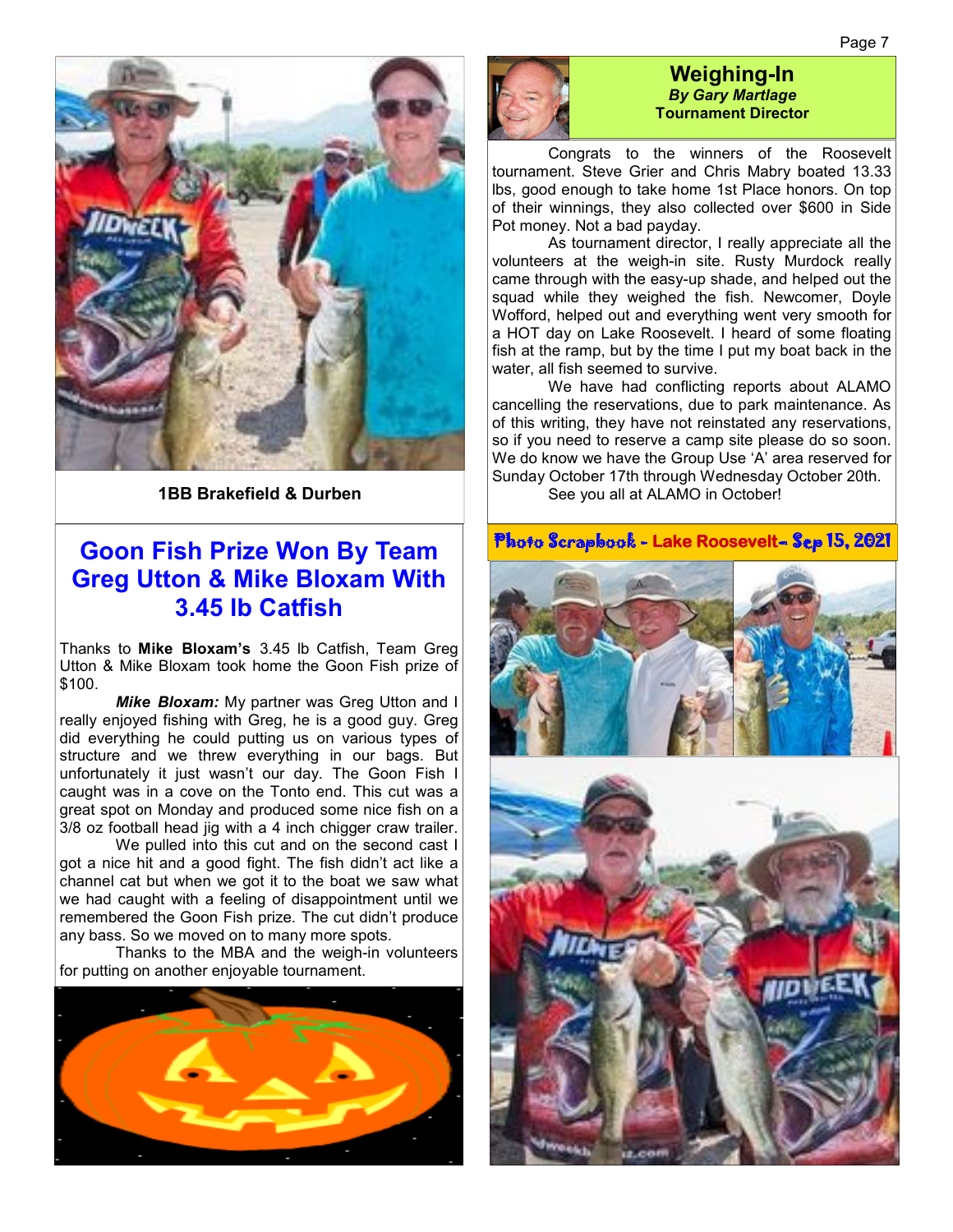1BB Brakefield & Durben

## Goon Fish Prize Won By Team Greg Utton & Mike Bloxam With 3.45 lb Catfish

Thanks to **Mike Bloxam's** 3.45 lb Catfish, Team Greg Utton & Mike Bloxam took home the Goon Fish prize of $100.

***Mike Bloxam:*** My partner was Greg Utton and I really enjoyed fishing with Greg, he is a good guy. Greg did everything he could putting us on various types of structure and we threw everything in our bags. But unfortunately it just wasn't our day. The Goon Fish I caught was in a cove on the Tonto end. This cut was a great spot on Monday and produced some nice fish on a 3/8 oz football head jig with a 4 inch chigger craw trailer.

We pulled into this cut and on the second cast I got a nice hit and a good fight. The fish didn't act like a channel cat but when we got it to the boat we saw what we had caught with a feeling of disappointment until we remembered the Goon Fish prize. The cut didn't produce any bass. So we moved on to many more spots.

Thanks to the MBA and the weigh-in volunteers for putting on another enjoyable tournament.

## Weighing-In

***By Gary Martlage***
**Tournament Director**

Congrats to the winners of the Roosevelt tournament. Steve Grier and Chris Mabry boated 13.33 lbs, good enough to take home 1st Place honors. On top of their winnings, they also collected over $600 in Side Pot money. Not a bad payday.

As tournament director, I really appreciate all the volunteers at the weigh-in site. Rusty Murdock really came through with the easy-up shade, and helped out the squad while they weighed the fish. Newcomer, Doyle Wofford, helped out and everything went very smooth for a HOT day on Lake Roosevelt. I heard of some floating fish at the ramp, but by the time I put my boat back in the water, all fish seemed to survive.

We have had conflicting reports about ALAMO cancelling the reservations, due to park maintenance. As of this writing, they have not reinstated any reservations, so if you need to reserve a camp site please do so soon. We do know we have the Group Use 'A' area reserved for Sunday October 17th through Wednesday October 20th.

See you all at ALAMO in October!

## Photo Scrapbook - Lake Roosevelt– Sep 15, 2021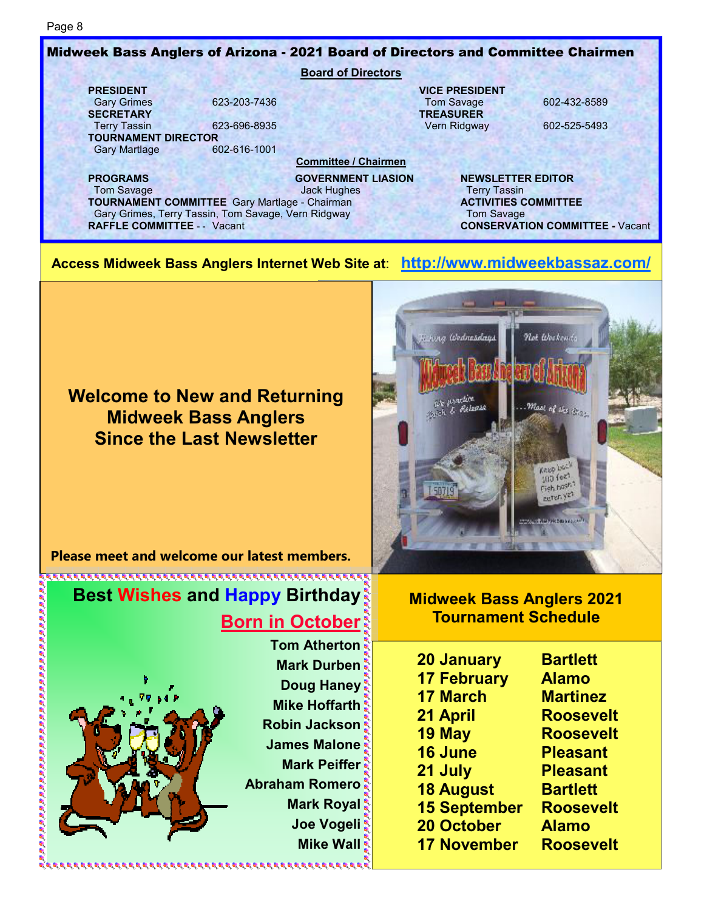## Midweek Bass Anglers of Arizona - 2021 Board of Directors and Committee Chairmen

### Board of Directors

**PRESIDENT**
Gary Grimes 623-203-7436

**VICE PRESIDENT**
Tom Savage 602-432-8589

**SECRETARY**
Terry Tassin 623-696-8935

**TREASURER**
Vern Ridgway 602-525-5493

**TOURNAMENT DIRECTOR**
Gary Martlage 602-616-1001

### Committee / Chairmen

**PROGRAMS**
Tom Savage

**GOVERNMENT LIASION**
Jack Hughes

**NEWSLETTER EDITOR**
Terry Tassin

**TOURNAMENT COMMITTEE** Gary Martlage - Chairman
Gary Grimes, Terry Tassin, Tom Savage, Vern Ridgway

**ACTIVITIES COMMITTEE**
Tom Savage

**RAFFLE COMMITTEE** - - Vacant

**CONSERVATION COMMITTEE** - Vacant

**Access Midweek Bass Anglers Internet Web Site at**: http://www.midweekbassaz.com/

## Welcome to New and Returning Midweek Bass Anglers Since the Last Newsletter

**Please meet and welcome our latest members.**

## Best Wishes and Happy Birthday

### Born in October

Tom Atherton
Mark Durben
Doug Haney
Mike Hoffarth
Robin Jackson
James Malone
Mark Peiffer
Abraham Romero
Mark Royal
Joe Vogeli
Mike Wall

## Midweek Bass Anglers 2021 Tournament Schedule

| | |
|---|---|
| 20 January | Bartlett |
| 17 February | Alamo |
| 17 March | Martinez |
| 21 April | Roosevelt |
| 19 May | Roosevelt |
| 16 June | Pleasant |
| 21 July | Pleasant |
| 18 August | Bartlett |
| 15 September | Roosevelt |
| 20 October | Alamo |
| 17 November | Roosevelt |